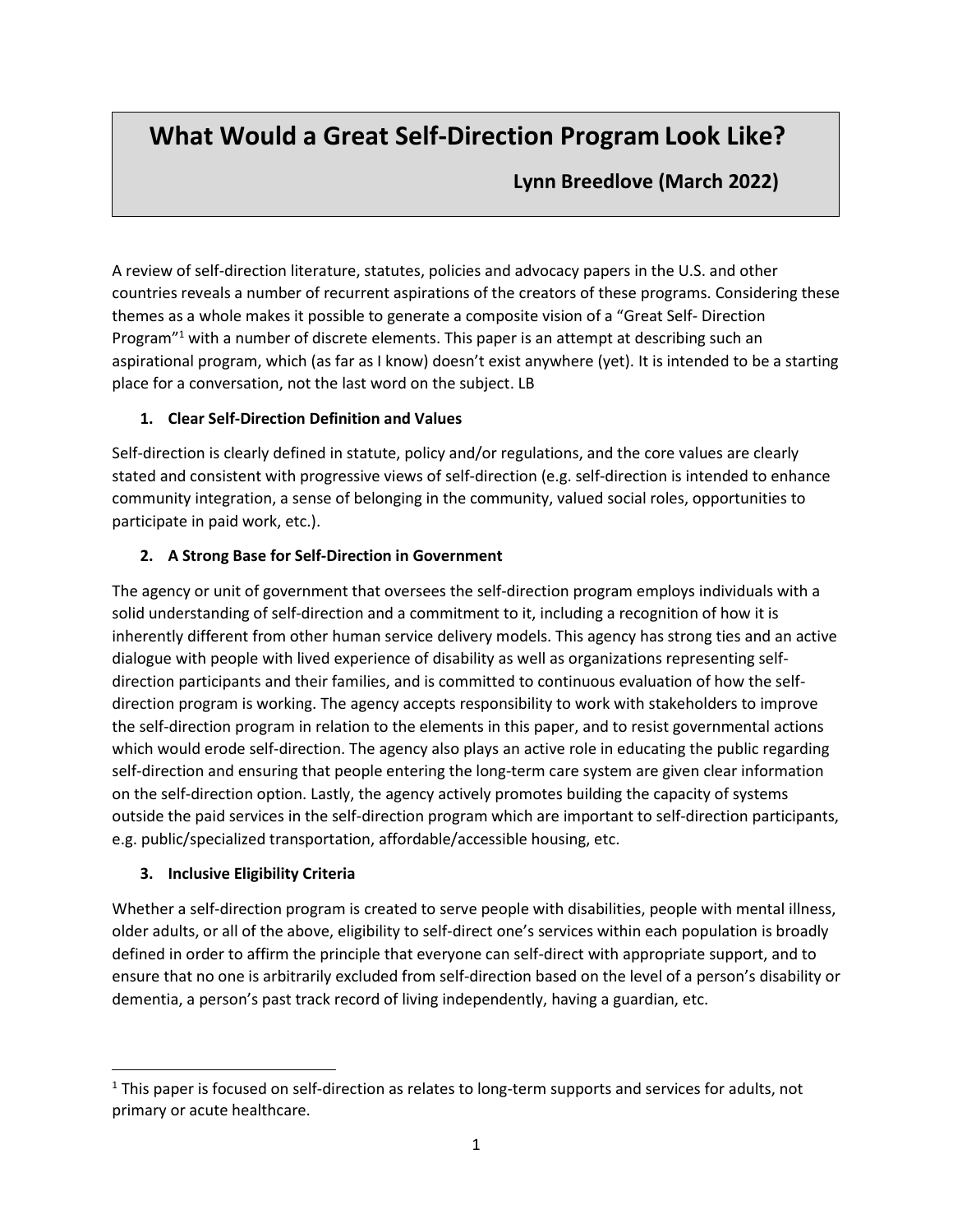# What Would a Great Self-Direction Program Look Like?

**Lynn Breedlove (March 2022)**

A review of self-direction literature, statutes, policies and advocacy papers in the U.S. and other countries reveals a number of recurrent aspirations of the creators of these programs. Considering these themes as a whole makes it possible to generate a composite vision of a "Great Self- Direction Program"[1] with a number of discrete elements. This paper is an attempt at describing such an aspirational program, which (as far as I know) doesn't exist anywhere (yet). It is intended to be a starting place for a conversation, not the last word on the subject. LB

### 1. Clear Self-Direction Definition and Values

Self-direction is clearly defined in statute, policy and/or regulations, and the core values are clearly stated and consistent with progressive views of self-direction (e.g. self-direction is intended to enhance community integration, a sense of belonging in the community, valued social roles, opportunities to participate in paid work, etc.).

### 2. A Strong Base for Self-Direction in Government

The agency or unit of government that oversees the self-direction program employs individuals with a solid understanding of self-direction and a commitment to it, including a recognition of how it is inherently different from other human service delivery models. This agency has strong ties and an active dialogue with people with lived experience of disability as well as organizations representing self-direction participants and their families, and is committed to continuous evaluation of how the self-direction program is working. The agency accepts responsibility to work with stakeholders to improve the self-direction program in relation to the elements in this paper, and to resist governmental actions which would erode self-direction. The agency also plays an active role in educating the public regarding self-direction and ensuring that people entering the long-term care system are given clear information on the self-direction option. Lastly, the agency actively promotes building the capacity of systems outside the paid services in the self-direction program which are important to self-direction participants, e.g. public/specialized transportation, affordable/accessible housing, etc.

### 3. Inclusive Eligibility Criteria

Whether a self-direction program is created to serve people with disabilities, people with mental illness, older adults, or all of the above, eligibility to self-direct one's services within each population is broadly defined in order to affirm the principle that everyone can self-direct with appropriate support, and to ensure that no one is arbitrarily excluded from self-direction based on the level of a person's disability or dementia, a person's past track record of living independently, having a guardian, etc.

[1] This paper is focused on self-direction as relates to long-term supports and services for adults, not primary or acute healthcare.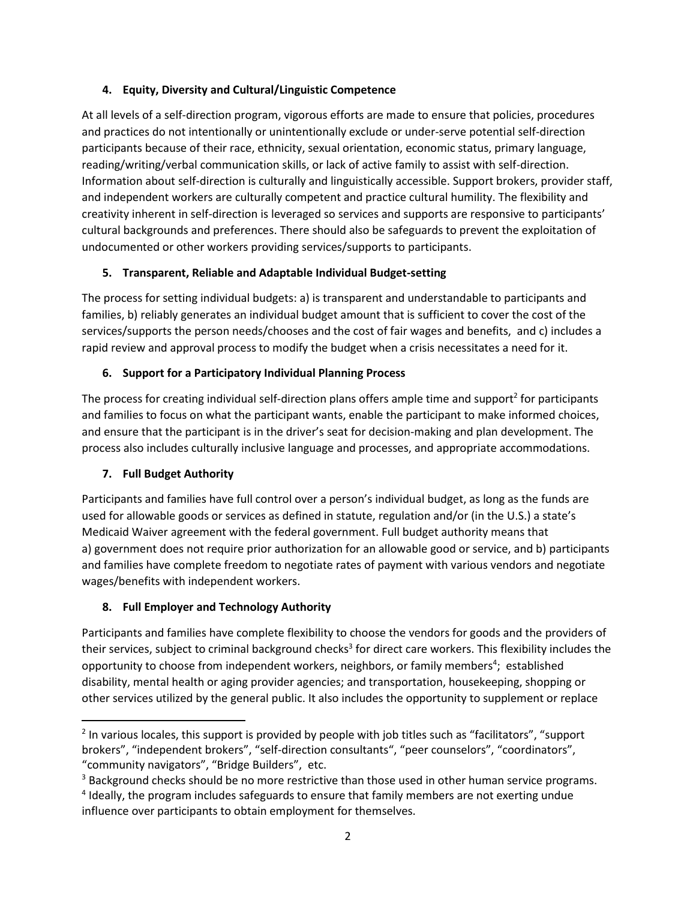### 4. Equity, Diversity and Cultural/Linguistic Competence

At all levels of a self-direction program, vigorous efforts are made to ensure that policies, procedures and practices do not intentionally or unintentionally exclude or under-serve potential self-direction participants because of their race, ethnicity, sexual orientation, economic status, primary language, reading/writing/verbal communication skills, or lack of active family to assist with self-direction. Information about self-direction is culturally and linguistically accessible. Support brokers, provider staff, and independent workers are culturally competent and practice cultural humility. The flexibility and creativity inherent in self-direction is leveraged so services and supports are responsive to participants' cultural backgrounds and preferences. There should also be safeguards to prevent the exploitation of undocumented or other workers providing services/supports to participants.

### 5. Transparent, Reliable and Adaptable Individual Budget-setting

The process for setting individual budgets: a) is transparent and understandable to participants and families, b) reliably generates an individual budget amount that is sufficient to cover the cost of the services/supports the person needs/chooses and the cost of fair wages and benefits, and c) includes a rapid review and approval process to modify the budget when a crisis necessitates a need for it.

### 6. Support for a Participatory Individual Planning Process

The process for creating individual self-direction plans offers ample time and support[2] for participants and families to focus on what the participant wants, enable the participant to make informed choices, and ensure that the participant is in the driver's seat for decision-making and plan development. The process also includes culturally inclusive language and processes, and appropriate accommodations.

### 7. Full Budget Authority

Participants and families have full control over a person's individual budget, as long as the funds are used for allowable goods or services as defined in statute, regulation and/or (in the U.S.) a state's Medicaid Waiver agreement with the federal government. Full budget authority means that a) government does not require prior authorization for an allowable good or service, and b) participants and families have complete freedom to negotiate rates of payment with various vendors and negotiate wages/benefits with independent workers.

### 8. Full Employer and Technology Authority

Participants and families have complete flexibility to choose the vendors for goods and the providers of their services, subject to criminal background checks[3] for direct care workers. This flexibility includes the opportunity to choose from independent workers, neighbors, or family members[4]; established disability, mental health or aging provider agencies; and transportation, housekeeping, shopping or other services utilized by the general public. It also includes the opportunity to supplement or replace

---

[2] In various locales, this support is provided by people with job titles such as "facilitators", "support brokers", "independent brokers", "self-direction consultants", "peer counselors", "coordinators", "community navigators", "Bridge Builders", etc.

[3] Background checks should be no more restrictive than those used in other human service programs.

[4] Ideally, the program includes safeguards to ensure that family members are not exerting undue influence over participants to obtain employment for themselves.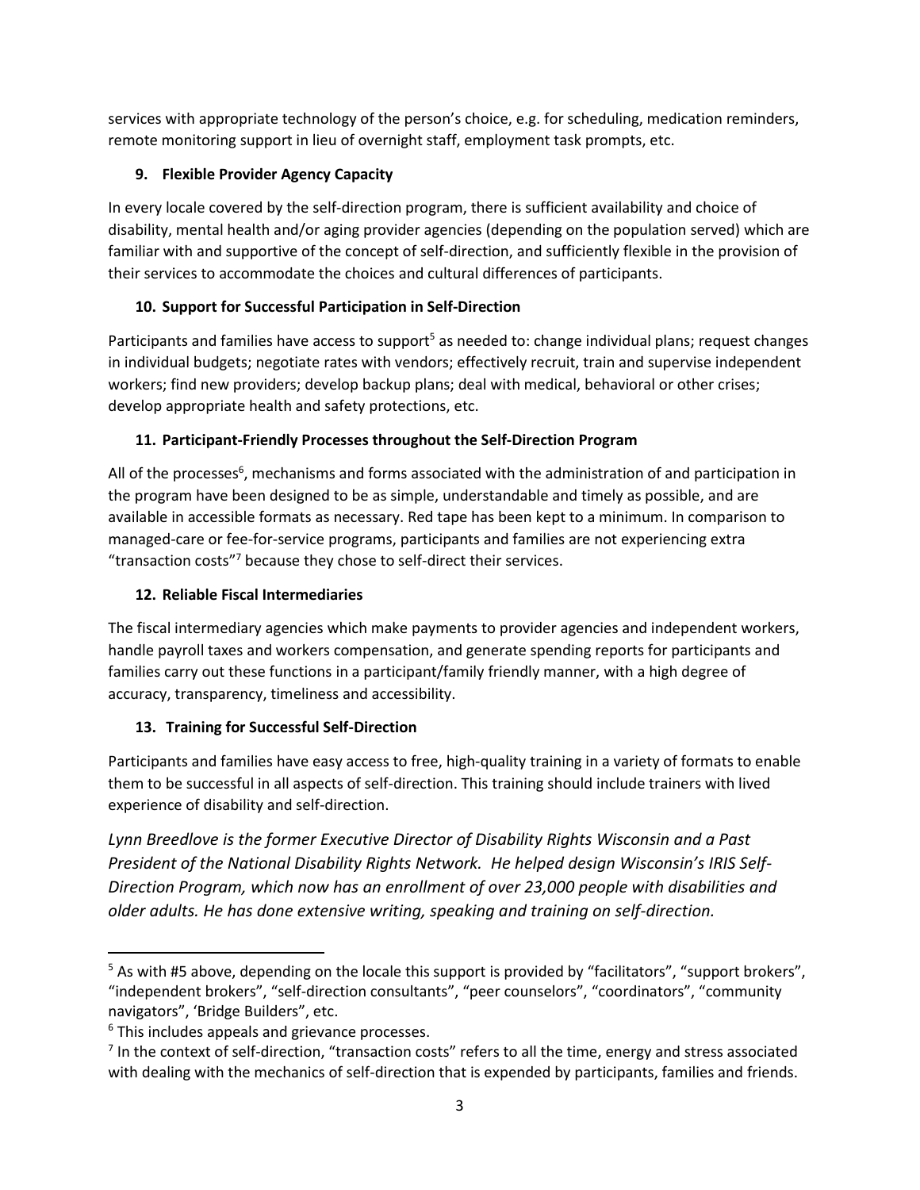services with appropriate technology of the person's choice, e.g. for scheduling, medication reminders, remote monitoring support in lieu of overnight staff, employment task prompts, etc.

### 9. Flexible Provider Agency Capacity

In every locale covered by the self-direction program, there is sufficient availability and choice of disability, mental health and/or aging provider agencies (depending on the population served) which are familiar with and supportive of the concept of self-direction, and sufficiently flexible in the provision of their services to accommodate the choices and cultural differences of participants.

### 10. Support for Successful Participation in Self-Direction

Participants and families have access to support[5] as needed to: change individual plans; request changes in individual budgets; negotiate rates with vendors; effectively recruit, train and supervise independent workers; find new providers; develop backup plans; deal with medical, behavioral or other crises; develop appropriate health and safety protections, etc.

### 11. Participant-Friendly Processes throughout the Self-Direction Program

All of the processes[6], mechanisms and forms associated with the administration of and participation in the program have been designed to be as simple, understandable and timely as possible, and are available in accessible formats as necessary. Red tape has been kept to a minimum. In comparison to managed-care or fee-for-service programs, participants and families are not experiencing extra "transaction costs"[7] because they chose to self-direct their services.

### 12. Reliable Fiscal Intermediaries

The fiscal intermediary agencies which make payments to provider agencies and independent workers, handle payroll taxes and workers compensation, and generate spending reports for participants and families carry out these functions in a participant/family friendly manner, with a high degree of accuracy, transparency, timeliness and accessibility.

### 13. Training for Successful Self-Direction

Participants and families have easy access to free, high-quality training in a variety of formats to enable them to be successful in all aspects of self-direction. This training should include trainers with lived experience of disability and self-direction.

*Lynn Breedlove is the former Executive Director of Disability Rights Wisconsin and a Past President of the National Disability Rights Network. He helped design Wisconsin's IRIS Self-Direction Program, which now has an enrollment of over 23,000 people with disabilities and older adults. He has done extensive writing, speaking and training on self-direction.*

---

[5] As with #5 above, depending on the locale this support is provided by "facilitators", "support brokers", "independent brokers", "self-direction consultants", "peer counselors", "coordinators", "community navigators", 'Bridge Builders", etc.

[6] This includes appeals and grievance processes.

[7] In the context of self-direction, "transaction costs" refers to all the time, energy and stress associated with dealing with the mechanics of self-direction that is expended by participants, families and friends.